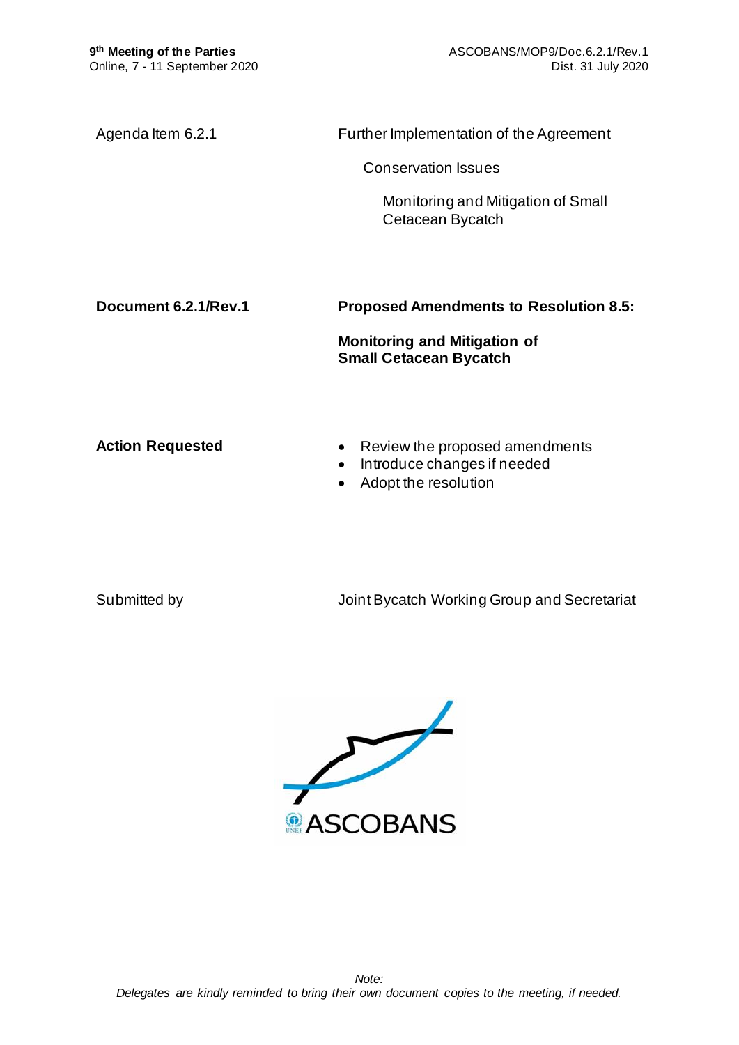**9th Meeting of the Parties**
Online, 7 - 11 September 2020

ASCOBANS/MOP9/Doc.6.2.1/Rev.1
Dist. 31 July 2020

Agenda Item 6.2.1

Further Implementation of the Agreement

Conservation Issues

Monitoring and Mitigation of Small Cetacean Bycatch

**Document 6.2.1/Rev.1**

**Proposed Amendments to Resolution 8.5:**

**Monitoring and Mitigation of Small Cetacean Bycatch**

**Action Requested**

- Review the proposed amendments
- Introduce changes if needed
- Adopt the resolution

Submitted by

Joint Bycatch Working Group and Secretariat

ASCOBANS

*Note:*
*Delegates are kindly reminded to bring their own document copies to the meeting, if needed.*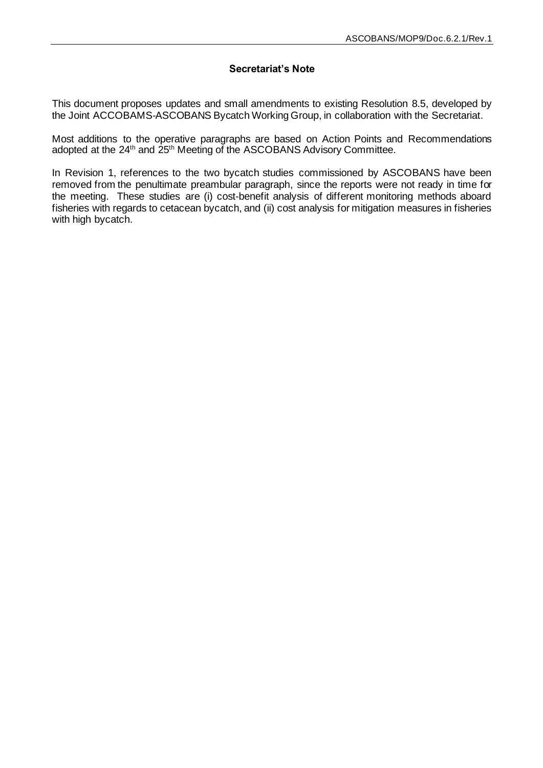### Secretariat's Note

This document proposes updates and small amendments to existing Resolution 8.5, developed by the Joint ACCOBAMS-ASCOBANS Bycatch Working Group, in collaboration with the Secretariat.

Most additions to the operative paragraphs are based on Action Points and Recommendations adopted at the 24th and 25th Meeting of the ASCOBANS Advisory Committee.

In Revision 1, references to the two bycatch studies commissioned by ASCOBANS have been removed from the penultimate preambular paragraph, since the reports were not ready in time for the meeting. These studies are (i) cost-benefit analysis of different monitoring methods aboard fisheries with regards to cetacean bycatch, and (ii) cost analysis for mitigation measures in fisheries with high bycatch.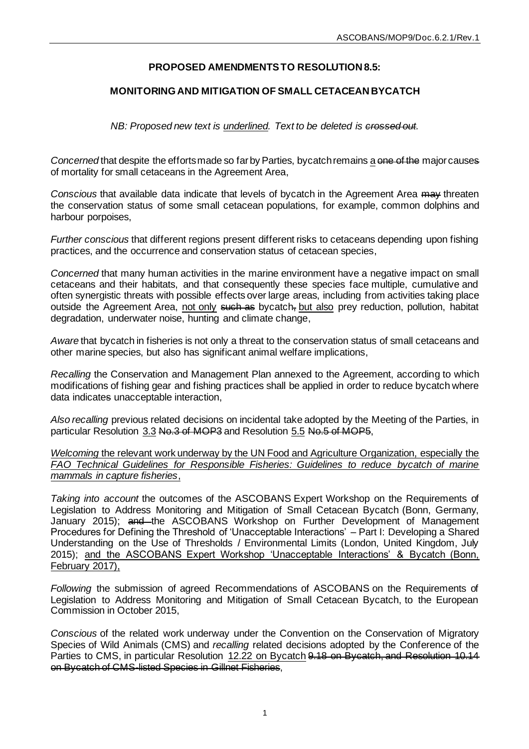**PROPOSED AMENDMENTS TO RESOLUTION 8.5:**

**MONITORING AND MITIGATION OF SMALL CETACEAN BYCATCH**

*NB: Proposed new text is <u>underlined</u>. Text to be deleted is ~~crossed out~~.*

*Concerned* that despite the efforts made so far by Parties, bycatch remains <u>a</u> ~~one of the~~ major cause~~s~~ of mortality for small cetaceans in the Agreement Area,

*Conscious* that available data indicate that levels of bycatch in the Agreement Area ~~may~~ threaten the conservation status of some small cetacean populations, for example, common dolphins and harbour porpoises,

*Further conscious* that different regions present different risks to cetaceans depending upon fishing practices, and the occurrence and conservation status of cetacean species,

*Concerned* that many human activities in the marine environment have a negative impact on small cetaceans and their habitats, and that consequently these species face multiple, cumulative and often synergistic threats with possible effects over large areas, including from activities taking place outside the Agreement Area, <u>not only</u> ~~such as~~ bycatch~~,~~ <u>but also</u> prey reduction, pollution, habitat degradation, underwater noise, hunting and climate change,

*Aware* that bycatch in fisheries is not only a threat to the conservation status of small cetaceans and other marine species, but also has significant animal welfare implications,

*Recalling* the Conservation and Management Plan annexed to the Agreement, according to which modifications of fishing gear and fishing practices shall be applied in order to reduce bycatch where data indicate~~s~~ unacceptable interaction,

*Also recalling* previous related decisions on incidental take adopted by the Meeting of the Parties, in particular Resolution <u>3.3</u> ~~No.3 of MOP3~~ and Resolution <u>5.5</u> ~~No.5 of MOP5~~,

<u>*Welcoming* the relevant work underway by the UN Food and Agriculture Organization, especially the *FAO Technical Guidelines for Responsible Fisheries: Guidelines to reduce bycatch of marine mammals in capture fisheries*</u>,

*Taking into account* the outcomes of the ASCOBANS Expert Workshop on the Requirements of Legislation to Address Monitoring and Mitigation of Small Cetacean Bycatch (Bonn, Germany, January 2015); ~~and~~ the ASCOBANS Workshop on Further Development of Management Procedures for Defining the Threshold of 'Unacceptable Interactions' – Part I: Developing a Shared Understanding on the Use of Thresholds / Environmental Limits (London, United Kingdom, July 2015); <u>and the ASCOBANS Expert Workshop 'Unacceptable Interactions' & Bycatch (Bonn, February 2017),</u>

*Following* the submission of agreed Recommendations of ASCOBANS on the Requirements of Legislation to Address Monitoring and Mitigation of Small Cetacean Bycatch, to the European Commission in October 2015,

*Conscious* of the related work underway under the Convention on the Conservation of Migratory Species of Wild Animals (CMS) and *recalling* related decisions adopted by the Conference of the Parties to CMS, in particular Resolution <u>12.22 on Bycatch</u> ~~9.18 on Bycatch, and Resolution 10.14 on Bycatch of CMS-listed Species in Gillnet Fisheries~~,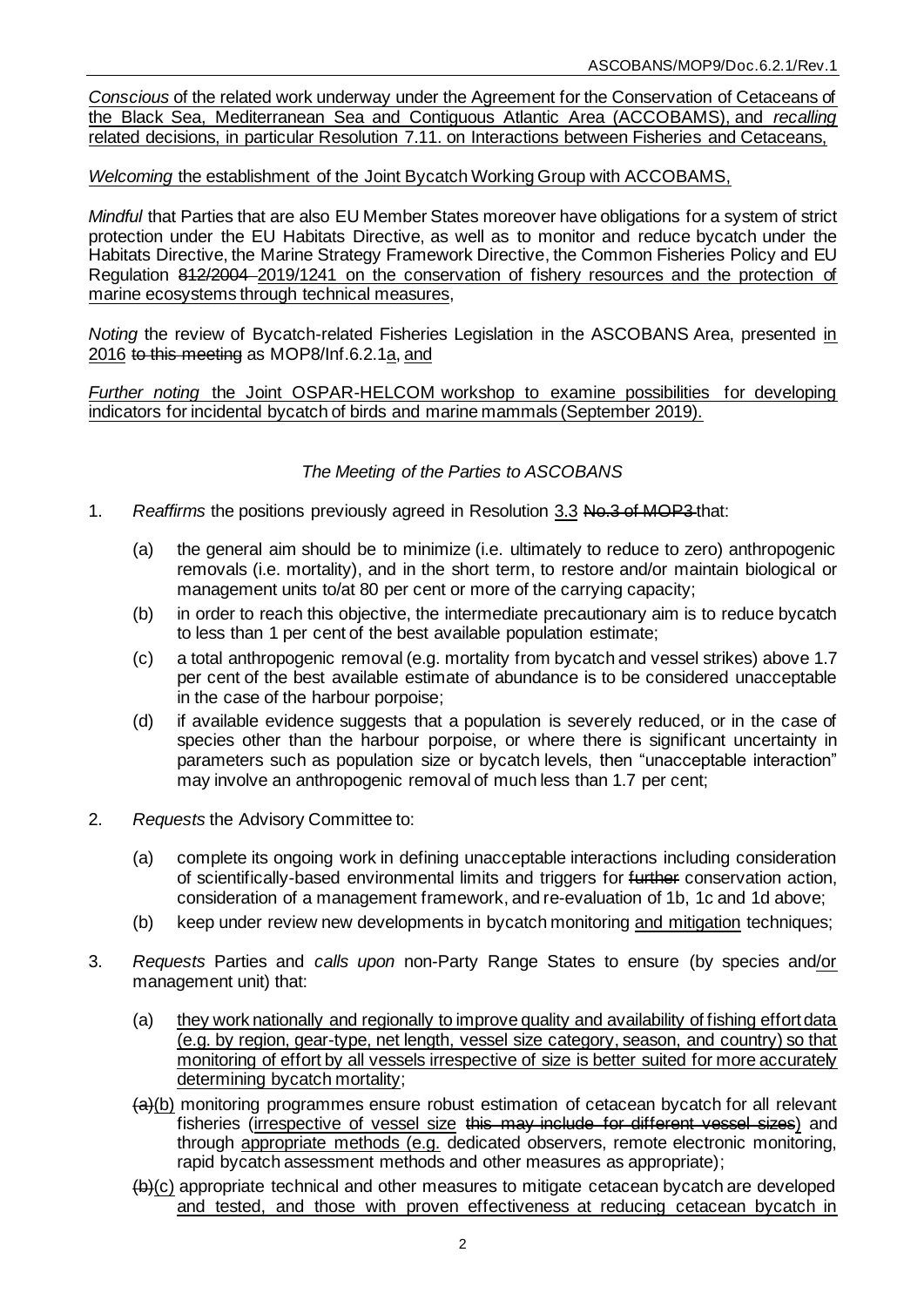*Conscious* of the related work underway under the Agreement for the Conservation of Cetaceans of the Black Sea, Mediterranean Sea and Contiguous Atlantic Area (ACCOBAMS), and *recalling* related decisions, in particular Resolution 7.11. on Interactions between Fisheries and Cetaceans,

*Welcoming* the establishment of the Joint Bycatch Working Group with ACCOBAMS,

*Mindful* that Parties that are also EU Member States moreover have obligations for a system of strict protection under the EU Habitats Directive, as well as to monitor and reduce bycatch under the Habitats Directive, the Marine Strategy Framework Directive, the Common Fisheries Policy and EU Regulation ~~812/2004~~ 2019/1241 on the conservation of fishery resources and the protection of marine ecosystems through technical measures,

*Noting* the review of Bycatch-related Fisheries Legislation in the ASCOBANS Area, presented in 2016 ~~to this meeting~~ as MOP8/Inf.6.2.1a, and

*Further noting* the Joint OSPAR-HELCOM workshop to examine possibilities for developing indicators for incidental bycatch of birds and marine mammals (September 2019).

*The Meeting of the Parties to ASCOBANS*

1. *Reaffirms* the positions previously agreed in Resolution 3.3 ~~No.3 of MOP3~~ that:

   (a) the general aim should be to minimize (i.e. ultimately to reduce to zero) anthropogenic removals (i.e. mortality), and in the short term, to restore and/or maintain biological or management units to/at 80 per cent or more of the carrying capacity;

   (b) in order to reach this objective, the intermediate precautionary aim is to reduce bycatch to less than 1 per cent of the best available population estimate;

   (c) a total anthropogenic removal (e.g. mortality from bycatch and vessel strikes) above 1.7 per cent of the best available estimate of abundance is to be considered unacceptable in the case of the harbour porpoise;

   (d) if available evidence suggests that a population is severely reduced, or in the case of species other than the harbour porpoise, or where there is significant uncertainty in parameters such as population size or bycatch levels, then "unacceptable interaction" may involve an anthropogenic removal of much less than 1.7 per cent;

2. *Requests* the Advisory Committee to:

   (a) complete its ongoing work in defining unacceptable interactions including consideration of scientifically-based environmental limits and triggers for ~~further~~ conservation action, consideration of a management framework, and re-evaluation of 1b, 1c and 1d above;

   (b) keep under review new developments in bycatch monitoring and mitigation techniques;

3. *Requests* Parties and *calls upon* non-Party Range States to ensure (by species and/or management unit) that:

   (a) they work nationally and regionally to improve quality and availability of fishing effort data (e.g. by region, gear-type, net length, vessel size category, season, and country) so that monitoring of effort by all vessels irrespective of size is better suited for more accurately determining bycatch mortality;

   ~~(a)~~(b) monitoring programmes ensure robust estimation of cetacean bycatch for all relevant fisheries (irrespective of vessel size ~~this may include for different vessel sizes~~) and through appropriate methods (e.g. dedicated observers, remote electronic monitoring, rapid bycatch assessment methods and other measures as appropriate);

   ~~(b)~~(c) appropriate technical and other measures to mitigate cetacean bycatch are developed and tested, and those with proven effectiveness at reducing cetacean bycatch in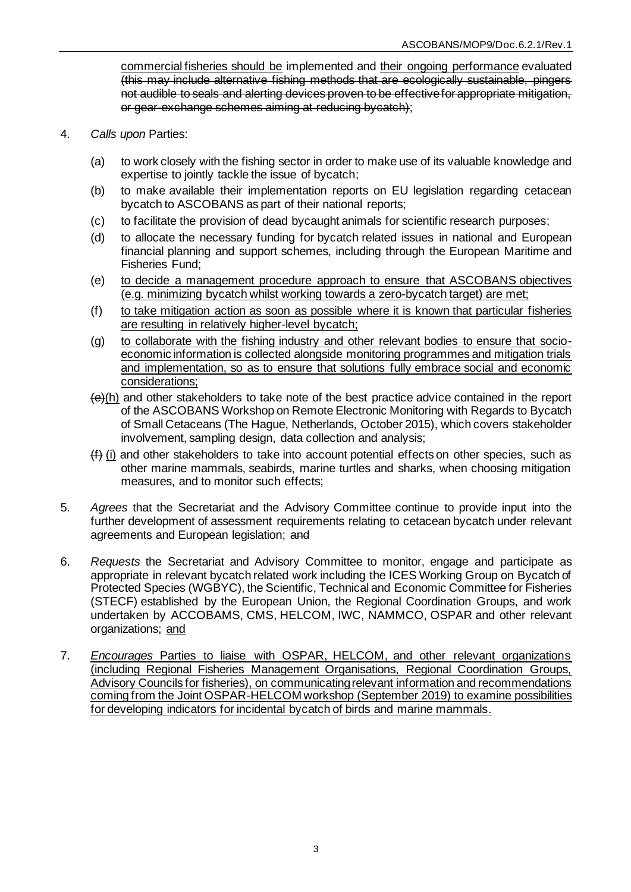commercial fisheries should be implemented and their ongoing performance evaluated ~~(this may include alternative fishing methods that are ecologically sustainable, pingers not audible to seals and alerting devices proven to be effective for appropriate mitigation, or gear-exchange schemes aiming at reducing bycatch)~~;

4. *Calls upon* Parties:

   (a) to work closely with the fishing sector in order to make use of its valuable knowledge and expertise to jointly tackle the issue of bycatch;

   (b) to make available their implementation reports on EU legislation regarding cetacean bycatch to ASCOBANS as part of their national reports;

   (c) to facilitate the provision of dead bycaught animals for scientific research purposes;

   (d) to allocate the necessary funding for bycatch related issues in national and European financial planning and support schemes, including through the European Maritime and Fisheries Fund;

   (e) to decide a management procedure approach to ensure that ASCOBANS objectives (e.g. minimizing bycatch whilst working towards a zero-bycatch target) are met;

   (f) to take mitigation action as soon as possible where it is known that particular fisheries are resulting in relatively higher-level bycatch;

   (g) to collaborate with the fishing industry and other relevant bodies to ensure that socio-economic information is collected alongside monitoring programmes and mitigation trials and implementation, so as to ensure that solutions fully embrace social and economic considerations;

   ~~(e)~~(h) and other stakeholders to take note of the best practice advice contained in the report of the ASCOBANS Workshop on Remote Electronic Monitoring with Regards to Bycatch of Small Cetaceans (The Hague, Netherlands, October 2015), which covers stakeholder involvement, sampling design, data collection and analysis;

   ~~(f)~~ (i) and other stakeholders to take into account potential effects on other species, such as other marine mammals, seabirds, marine turtles and sharks, when choosing mitigation measures, and to monitor such effects;

5. *Agrees* that the Secretariat and the Advisory Committee continue to provide input into the further development of assessment requirements relating to cetacean bycatch under relevant agreements and European legislation; ~~and~~

6. *Requests* the Secretariat and Advisory Committee to monitor, engage and participate as appropriate in relevant bycatch related work including the ICES Working Group on Bycatch of Protected Species (WGBYC), the Scientific, Technical and Economic Committee for Fisheries (STECF) established by the European Union, the Regional Coordination Groups, and work undertaken by ACCOBAMS, CMS, HELCOM, IWC, NAMMCO, OSPAR and other relevant organizations; and

7. *Encourages* Parties to liaise with OSPAR, HELCOM, and other relevant organizations (including Regional Fisheries Management Organisations, Regional Coordination Groups, Advisory Councils for fisheries), on communicating relevant information and recommendations coming from the Joint OSPAR-HELCOM workshop (September 2019) to examine possibilities for developing indicators for incidental bycatch of birds and marine mammals.